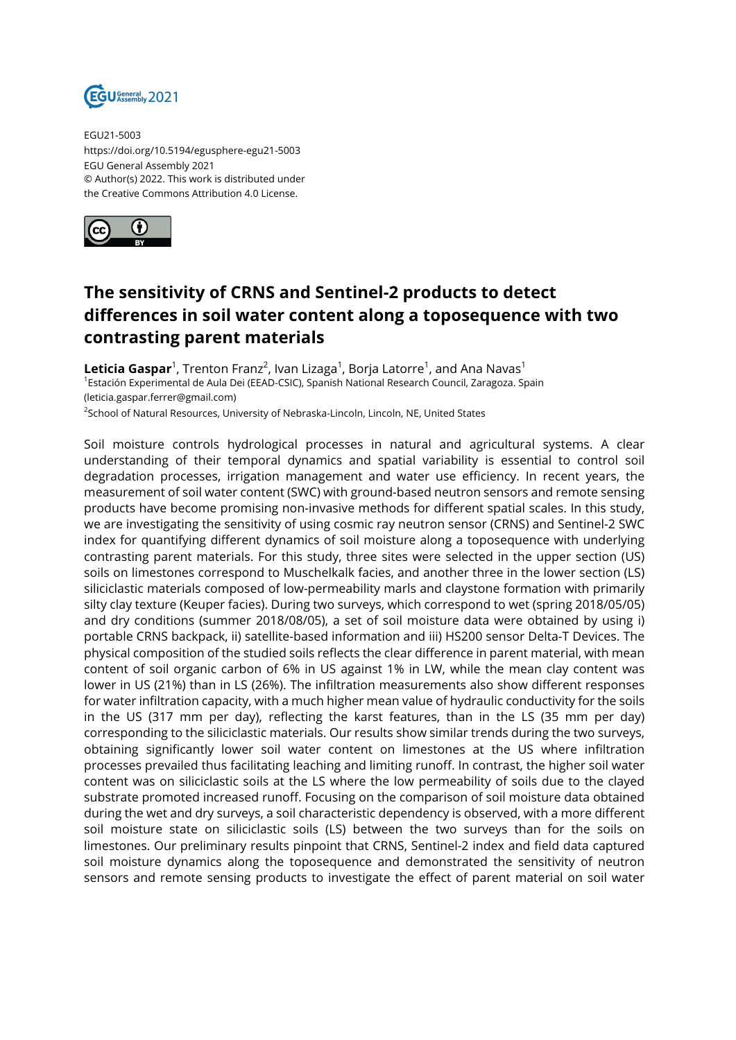EGU21-5003
https://doi.org/10.5194/egusphere-egu21-5003
EGU General Assembly 2021
© Author(s) 2022. This work is distributed under
the Creative Commons Attribution 4.0 License.

# The sensitivity of CRNS and Sentinel-2 products to detect differences in soil water content along a toposequence with two contrasting parent materials

**Leticia Gaspar**[1], Trenton Franz[2], Ivan Lizaga[1], Borja Latorre[1], and Ana Navas[1]

[1]Estación Experimental de Aula Dei (EEAD-CSIC), Spanish National Research Council, Zaragoza. Spain (leticia.gaspar.ferrer@gmail.com)

[2]School of Natural Resources, University of Nebraska-Lincoln, Lincoln, NE, United States

Soil moisture controls hydrological processes in natural and agricultural systems. A clear understanding of their temporal dynamics and spatial variability is essential to control soil degradation processes, irrigation management and water use efficiency. In recent years, the measurement of soil water content (SWC) with ground-based neutron sensors and remote sensing products have become promising non-invasive methods for different spatial scales. In this study, we are investigating the sensitivity of using cosmic ray neutron sensor (CRNS) and Sentinel-2 SWC index for quantifying different dynamics of soil moisture along a toposequence with underlying contrasting parent materials. For this study, three sites were selected in the upper section (US) soils on limestones correspond to Muschelkalk facies, and another three in the lower section (LS) siliciclastic materials composed of low-permeability marls and claystone formation with primarily silty clay texture (Keuper facies). During two surveys, which correspond to wet (spring 2018/05/05) and dry conditions (summer 2018/08/05), a set of soil moisture data were obtained by using i) portable CRNS backpack, ii) satellite-based information and iii) HS200 sensor Delta-T Devices. The physical composition of the studied soils reflects the clear difference in parent material, with mean content of soil organic carbon of 6% in US against 1% in LW, while the mean clay content was lower in US (21%) than in LS (26%). The infiltration measurements also show different responses for water infiltration capacity, with a much higher mean value of hydraulic conductivity for the soils in the US (317 mm per day), reflecting the karst features, than in the LS (35 mm per day) corresponding to the siliciclastic materials. Our results show similar trends during the two surveys, obtaining significantly lower soil water content on limestones at the US where infiltration processes prevailed thus facilitating leaching and limiting runoff. In contrast, the higher soil water content was on siliciclastic soils at the LS where the low permeability of soils due to the clayed substrate promoted increased runoff. Focusing on the comparison of soil moisture data obtained during the wet and dry surveys, a soil characteristic dependency is observed, with a more different soil moisture state on siliciclastic soils (LS) between the two surveys than for the soils on limestones. Our preliminary results pinpoint that CRNS, Sentinel-2 index and field data captured soil moisture dynamics along the toposequence and demonstrated the sensitivity of neutron sensors and remote sensing products to investigate the effect of parent material on soil water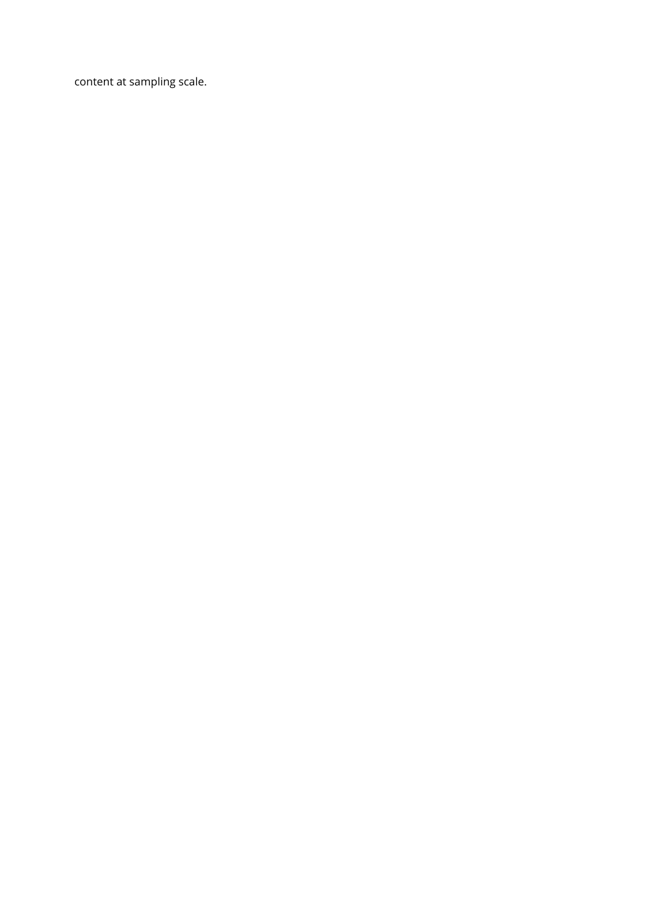content at sampling scale.